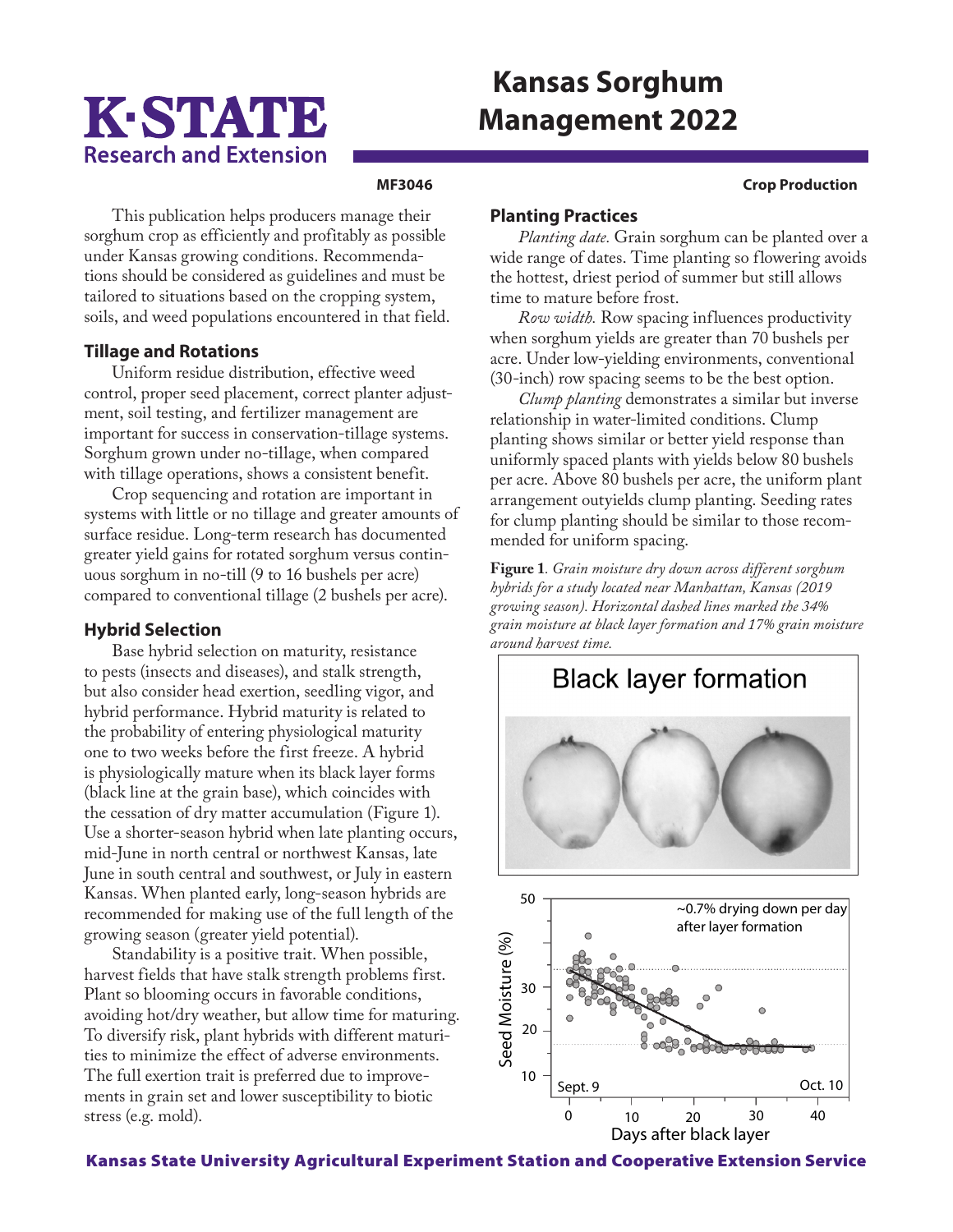# Kansas Sorghum Management 2022

MF3046

Crop Production

This publication helps producers manage their sorghum crop as efficiently and profitably as possible under Kansas growing conditions. Recommendations should be considered as guidelines and must be tailored to situations based on the cropping system, soils, and weed populations encountered in that field.

## Tillage and Rotations

Uniform residue distribution, effective weed control, proper seed placement, correct planter adjustment, soil testing, and fertilizer management are important for success in conservation-tillage systems. Sorghum grown under no-tillage, when compared with tillage operations, shows a consistent benefit.

Crop sequencing and rotation are important in systems with little or no tillage and greater amounts of surface residue. Long-term research has documented greater yield gains for rotated sorghum versus continuous sorghum in no-till (9 to 16 bushels per acre) compared to conventional tillage (2 bushels per acre).

## Hybrid Selection

Base hybrid selection on maturity, resistance to pests (insects and diseases), and stalk strength, but also consider head exertion, seedling vigor, and hybrid performance. Hybrid maturity is related to the probability of entering physiological maturity one to two weeks before the first freeze. A hybrid is physiologically mature when its black layer forms (black line at the grain base), which coincides with the cessation of dry matter accumulation (Figure 1). Use a shorter-season hybrid when late planting occurs, mid-June in north central or northwest Kansas, late June in south central and southwest, or July in eastern Kansas. When planted early, long-season hybrids are recommended for making use of the full length of the growing season (greater yield potential).

Standability is a positive trait. When possible, harvest fields that have stalk strength problems first. Plant so blooming occurs in favorable conditions, avoiding hot/dry weather, but allow time for maturing. To diversify risk, plant hybrids with different maturities to minimize the effect of adverse environments. The full exertion trait is preferred due to improvements in grain set and lower susceptibility to biotic stress (e.g. mold).

## Planting Practices

*Planting date.* Grain sorghum can be planted over a wide range of dates. Time planting so flowering avoids the hottest, driest period of summer but still allows time to mature before frost.

*Row width.* Row spacing influences productivity when sorghum yields are greater than 70 bushels per acre. Under low-yielding environments, conventional (30-inch) row spacing seems to be the best option.

*Clump planting* demonstrates a similar but inverse relationship in water-limited conditions. Clump planting shows similar or better yield response than uniformly spaced plants with yields below 80 bushels per acre. Above 80 bushels per acre, the uniform plant arrangement outyields clump planting. Seeding rates for clump planting should be similar to those recommended for uniform spacing.

**Figure 1**. *Grain moisture dry down across different sorghum hybrids for a study located near Manhattan, Kansas (2019 growing season). Horizontal dashed lines marked the 34% grain moisture at black layer formation and 17% grain moisture around harvest time.*

Black layer formation

~0.7% drying down per day after layer formation

Seed Moisture (%) — Days after black layer (Sept. 9 – Oct. 10)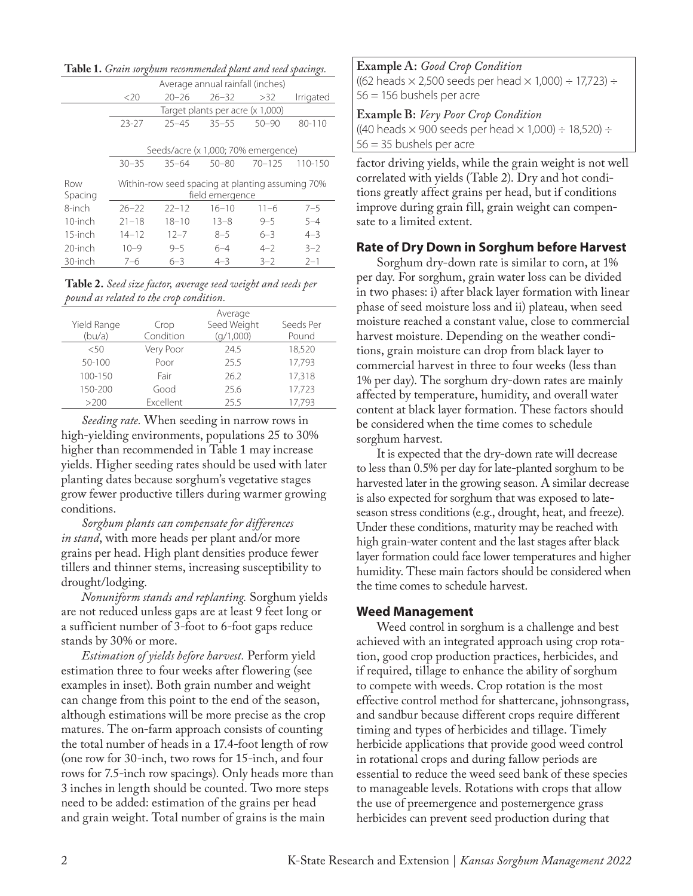**Table 1.** *Grain sorghum recommended plant and seed spacings.*

| | Average annual rainfall (inches) | | | | |
|---|---|---|---|---|---|
| | <20 | 20–26 | 26–32 | >32 | Irrigated |
| | Target plants per acre (x 1,000) | | | | |
| | 23-27 | 25–45 | 35–55 | 50–90 | 80-110 |
| | Seeds/acre (x 1,000; 70% emergence) | | | | |
| | 30–35 | 35–64 | 50–80 | 70–125 | 110-150 |
| Row Spacing | Within-row seed spacing at planting assuming 70% field emergence | | | | |
| 8-inch | 26–22 | 22–12 | 16–10 | 11–6 | 7–5 |
| 10-inch | 21–18 | 18–10 | 13–8 | 9–5 | 5–4 |
| 15-inch | 14–12 | 12–7 | 8–5 | 6–3 | 4–3 |
| 20-inch | 10–9 | 9–5 | 6–4 | 4–2 | 3–2 |
| 30-inch | 7–6 | 6–3 | 4–3 | 3–2 | 2–1 |

**Table 2.** *Seed size factor, average seed weight and seeds per pound as related to the crop condition.*

| Yield Range (bu/a) | Crop Condition | Average Seed Weight (g/1,000) | Seeds Per Pound |
|---|---|---|---|
| <50 | Very Poor | 24.5 | 18,520 |
| 50-100 | Poor | 25.5 | 17,793 |
| 100-150 | Fair | 26.2 | 17,318 |
| 150-200 | Good | 25.6 | 17,723 |
| >200 | Excellent | 25.5 | 17,793 |

*Seeding rate.* When seeding in narrow rows in high-yielding environments, populations 25 to 30% higher than recommended in Table 1 may increase yields. Higher seeding rates should be used with later planting dates because sorghum's vegetative stages grow fewer productive tillers during warmer growing conditions.

*Sorghum plants can compensate for differences in stand*, with more heads per plant and/or more grains per head. High plant densities produce fewer tillers and thinner stems, increasing susceptibility to drought/lodging.

*Nonuniform stands and replanting.* Sorghum yields are not reduced unless gaps are at least 9 feet long or a sufficient number of 3-foot to 6-foot gaps reduce stands by 30% or more.

*Estimation of yields before harvest.* Perform yield estimation three to four weeks after flowering (see examples in inset). Both grain number and weight can change from this point to the end of the season, although estimations will be more precise as the crop matures. The on-farm approach consists of counting the total number of heads in a 17.4-foot length of row (one row for 30-inch, two rows for 15-inch, and four rows for 7.5-inch row spacings). Only heads more than 3 inches in length should be counted. Two more steps need to be added: estimation of the grains per head and grain weight. Total number of grains is the main factor driving yields, while the grain weight is not well correlated with yields (Table 2). Dry and hot conditions greatly affect grains per head, but if conditions improve during grain fill, grain weight can compensate to a limited extent.

**Example A:** *Good Crop Condition*
((62 heads × 2,500 seeds per head × 1,000) ÷ 17,723) ÷ 56 = 156 bushels per acre

**Example B:** *Very Poor Crop Condition*
((40 heads × 900 seeds per head × 1,000) ÷ 18,520) ÷ 56 = 35 bushels per acre

## Rate of Dry Down in Sorghum before Harvest

Sorghum dry-down rate is similar to corn, at 1% per day. For sorghum, grain water loss can be divided in two phases: i) after black layer formation with linear phase of seed moisture loss and ii) plateau, when seed moisture reached a constant value, close to commercial harvest moisture. Depending on the weather conditions, grain moisture can drop from black layer to commercial harvest in three to four weeks (less than 1% per day). The sorghum dry-down rates are mainly affected by temperature, humidity, and overall water content at black layer formation. These factors should be considered when the time comes to schedule sorghum harvest.

It is expected that the dry-down rate will decrease to less than 0.5% per day for late-planted sorghum to be harvested later in the growing season. A similar decrease is also expected for sorghum that was exposed to late-season stress conditions (e.g., drought, heat, and freeze). Under these conditions, maturity may be reached with high grain-water content and the last stages after black layer formation could face lower temperatures and higher humidity. These main factors should be considered when the time comes to schedule harvest.

## Weed Management

Weed control in sorghum is a challenge and best achieved with an integrated approach using crop rotation, good crop production practices, herbicides, and if required, tillage to enhance the ability of sorghum to compete with weeds. Crop rotation is the most effective control method for shattercane, johnsongrass, and sandbur because different crops require different timing and types of herbicides and tillage. Timely herbicide applications that provide good weed control in rotational crops and during fallow periods are essential to reduce the weed seed bank of these species to manageable levels. Rotations with crops that allow the use of preemergence and postemergence grass herbicides can prevent seed production during that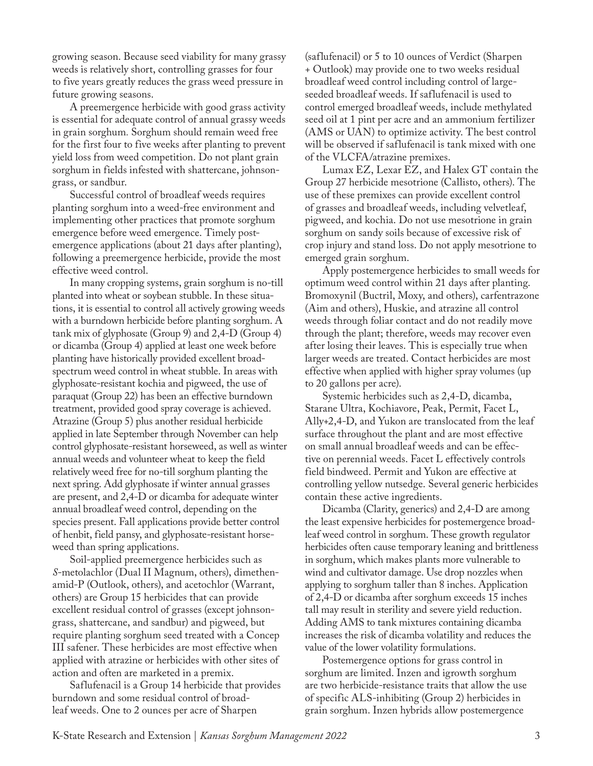growing season. Because seed viability for many grassy weeds is relatively short, controlling grasses for four to five years greatly reduces the grass weed pressure in future growing seasons.

A preemergence herbicide with good grass activity is essential for adequate control of annual grassy weeds in grain sorghum. Sorghum should remain weed free for the first four to five weeks after planting to prevent yield loss from weed competition. Do not plant grain sorghum in fields infested with shattercane, johnsongrass, or sandbur.

Successful control of broadleaf weeds requires planting sorghum into a weed-free environment and implementing other practices that promote sorghum emergence before weed emergence. Timely postemergence applications (about 21 days after planting), following a preemergence herbicide, provide the most effective weed control.

In many cropping systems, grain sorghum is no-till planted into wheat or soybean stubble. In these situations, it is essential to control all actively growing weeds with a burndown herbicide before planting sorghum. A tank mix of glyphosate (Group 9) and 2,4-D (Group 4) or dicamba (Group 4) applied at least one week before planting have historically provided excellent broad-spectrum weed control in wheat stubble. In areas with glyphosate-resistant kochia and pigweed, the use of paraquat (Group 22) has been an effective burndown treatment, provided good spray coverage is achieved. Atrazine (Group 5) plus another residual herbicide applied in late September through November can help control glyphosate-resistant horseweed, as well as winter annual weeds and volunteer wheat to keep the field relatively weed free for no-till sorghum planting the next spring. Add glyphosate if winter annual grasses are present, and 2,4-D or dicamba for adequate winter annual broadleaf weed control, depending on the species present. Fall applications provide better control of henbit, field pansy, and glyphosate-resistant horseweed than spring applications.

Soil-applied preemergence herbicides such as *S*-metolachlor (Dual II Magnum, others), dimethenamid-P (Outlook, others), and acetochlor (Warrant, others) are Group 15 herbicides that can provide excellent residual control of grasses (except johnsongrass, shattercane, and sandbur) and pigweed, but require planting sorghum seed treated with a Concep III safener. These herbicides are most effective when applied with atrazine or herbicides with other sites of action and often are marketed in a premix.

Saflufenacil is a Group 14 herbicide that provides burndown and some residual control of broadleaf weeds. One to 2 ounces per acre of Sharpen (saflufenacil) or 5 to 10 ounces of Verdict (Sharpen + Outlook) may provide one to two weeks residual broadleaf weed control including control of large-seeded broadleaf weeds. If saflufenacil is used to control emerged broadleaf weeds, include methylated seed oil at 1 pint per acre and an ammonium fertilizer (AMS or UAN) to optimize activity. The best control will be observed if saflufenacil is tank mixed with one of the VLCFA/atrazine premixes.

Lumax EZ, Lexar EZ, and Halex GT contain the Group 27 herbicide mesotrione (Callisto, others). The use of these premixes can provide excellent control of grasses and broadleaf weeds, including velvetleaf, pigweed, and kochia. Do not use mesotrione in grain sorghum on sandy soils because of excessive risk of crop injury and stand loss. Do not apply mesotrione to emerged grain sorghum.

Apply postemergence herbicides to small weeds for optimum weed control within 21 days after planting. Bromoxynil (Buctril, Moxy, and others), carfentrazone (Aim and others), Huskie, and atrazine all control weeds through foliar contact and do not readily move through the plant; therefore, weeds may recover even after losing their leaves. This is especially true when larger weeds are treated. Contact herbicides are most effective when applied with higher spray volumes (up to 20 gallons per acre).

Systemic herbicides such as 2,4-D, dicamba, Starane Ultra, Kochiavore, Peak, Permit, Facet L, Ally+2,4-D, and Yukon are translocated from the leaf surface throughout the plant and are most effective on small annual broadleaf weeds and can be effective on perennial weeds. Facet L effectively controls field bindweed. Permit and Yukon are effective at controlling yellow nutsedge. Several generic herbicides contain these active ingredients.

Dicamba (Clarity, generics) and 2,4-D are among the least expensive herbicides for postemergence broadleaf weed control in sorghum. These growth regulator herbicides often cause temporary leaning and brittleness in sorghum, which makes plants more vulnerable to wind and cultivator damage. Use drop nozzles when applying to sorghum taller than 8 inches. Application of 2,4-D or dicamba after sorghum exceeds 15 inches tall may result in sterility and severe yield reduction. Adding AMS to tank mixtures containing dicamba increases the risk of dicamba volatility and reduces the value of the lower volatility formulations.

Postemergence options for grass control in sorghum are limited. Inzen and igrowth sorghum are two herbicide-resistance traits that allow the use of specific ALS-inhibiting (Group 2) herbicides in grain sorghum. Inzen hybrids allow postemergence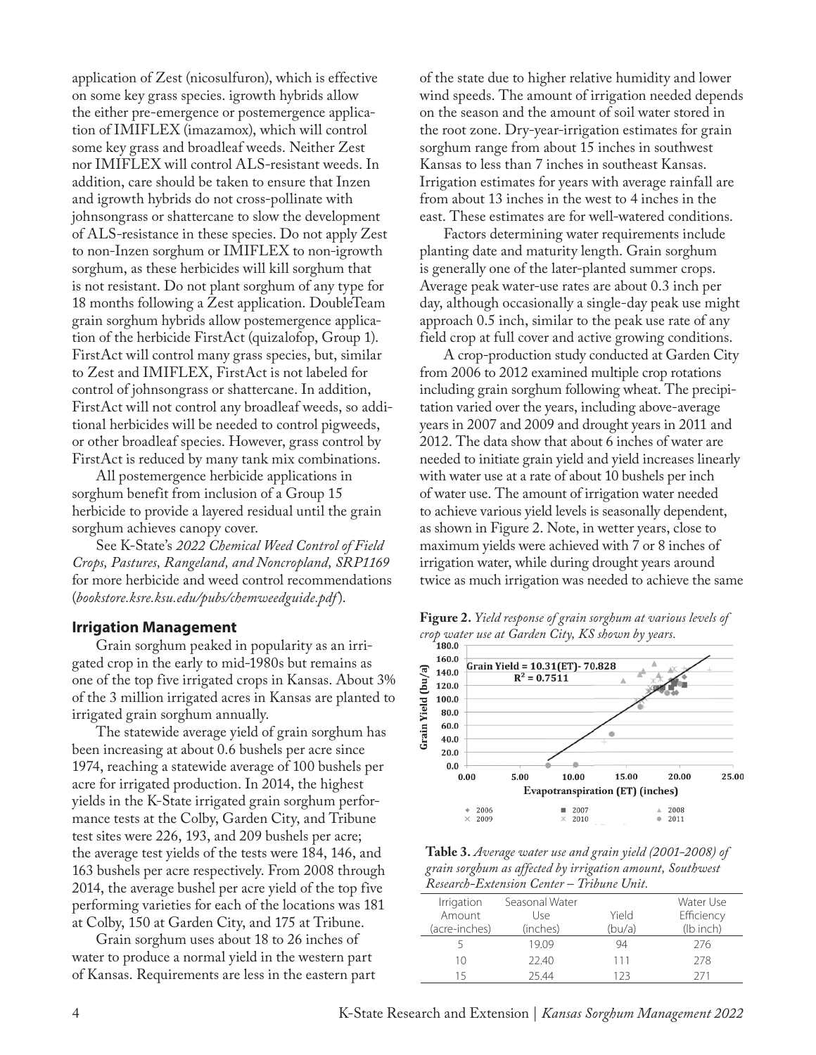application of Zest (nicosulfuron), which is effective on some key grass species. igrowth hybrids allow the either pre-emergence or postemergence application of IMIFLEX (imazamox), which will control some key grass and broadleaf weeds. Neither Zest nor IMIFLEX will control ALS-resistant weeds. In addition, care should be taken to ensure that Inzen and igrowth hybrids do not cross-pollinate with johnsongrass or shattercane to slow the development of ALS-resistance in these species. Do not apply Zest to non-Inzen sorghum or IMIFLEX to non-igrowth sorghum, as these herbicides will kill sorghum that is not resistant. Do not plant sorghum of any type for 18 months following a Zest application. DoubleTeam grain sorghum hybrids allow postemergence application of the herbicide FirstAct (quizalofop, Group 1). FirstAct will control many grass species, but, similar to Zest and IMIFLEX, FirstAct is not labeled for control of johnsongrass or shattercane. In addition, FirstAct will not control any broadleaf weeds, so additional herbicides will be needed to control pigweeds, or other broadleaf species. However, grass control by FirstAct is reduced by many tank mix combinations.

All postemergence herbicide applications in sorghum benefit from inclusion of a Group 15 herbicide to provide a layered residual until the grain sorghum achieves canopy cover.

See K-State's *2022 Chemical Weed Control of Field Crops, Pastures, Rangeland, and Noncropland, SRP1169* for more herbicide and weed control recommendations (*bookstore.ksre.ksu.edu/pubs/chemweedguide.pdf*).

## Irrigation Management

Grain sorghum peaked in popularity as an irrigated crop in the early to mid-1980s but remains as one of the top five irrigated crops in Kansas. About 3% of the 3 million irrigated acres in Kansas are planted to irrigated grain sorghum annually.

The statewide average yield of grain sorghum has been increasing at about 0.6 bushels per acre since 1974, reaching a statewide average of 100 bushels per acre for irrigated production. In 2014, the highest yields in the K-State irrigated grain sorghum performance tests at the Colby, Garden City, and Tribune test sites were 226, 193, and 209 bushels per acre; the average test yields of the tests were 184, 146, and 163 bushels per acre respectively. From 2008 through 2014, the average bushel per acre yield of the top five performing varieties for each of the locations was 181 at Colby, 150 at Garden City, and 175 at Tribune.

Grain sorghum uses about 18 to 26 inches of water to produce a normal yield in the western part of Kansas. Requirements are less in the eastern part of the state due to higher relative humidity and lower wind speeds. The amount of irrigation needed depends on the season and the amount of soil water stored in the root zone. Dry-year-irrigation estimates for grain sorghum range from about 15 inches in southwest Kansas to less than 7 inches in southeast Kansas. Irrigation estimates for years with average rainfall are from about 13 inches in the west to 4 inches in the east. These estimates are for well-watered conditions.

Factors determining water requirements include planting date and maturity length. Grain sorghum is generally one of the later-planted summer crops. Average peak water-use rates are about 0.3 inch per day, although occasionally a single-day peak use might approach 0.5 inch, similar to the peak use rate of any field crop at full cover and active growing conditions.

A crop-production study conducted at Garden City from 2006 to 2012 examined multiple crop rotations including grain sorghum following wheat. The precipitation varied over the years, including above-average years in 2007 and 2009 and drought years in 2011 and 2012. The data show that about 6 inches of water are needed to initiate grain yield and yield increases linearly with water use at a rate of about 10 bushels per inch of water use. The amount of irrigation water needed to achieve various yield levels is seasonally dependent, as shown in Figure 2. Note, in wetter years, close to maximum yields were achieved with 7 or 8 inches of irrigation water, while during drought years around twice as much irrigation was needed to achieve the same

**Figure 2.** *Yield response of grain sorghum at various levels of crop water use at Garden City, KS shown by years.*

Grain Yield = 10.31(ET)- 70.828
$R^2 = 0.7511$

**Table 3.** *Average water use and grain yield (2001-2008) of grain sorghum as affected by irrigation amount, Southwest Research-Extension Center – Tribune Unit.*

| Irrigation Amount (acre-inches) | Seasonal Water Use (inches) | Yield (bu/a) | Water Use Efficiency (lb inch) |
|---|---|---|---|
| 5 | 19.09 | 94 | 276 |
| 10 | 22.40 | 111 | 278 |
| 15 | 25.44 | 123 | 271 |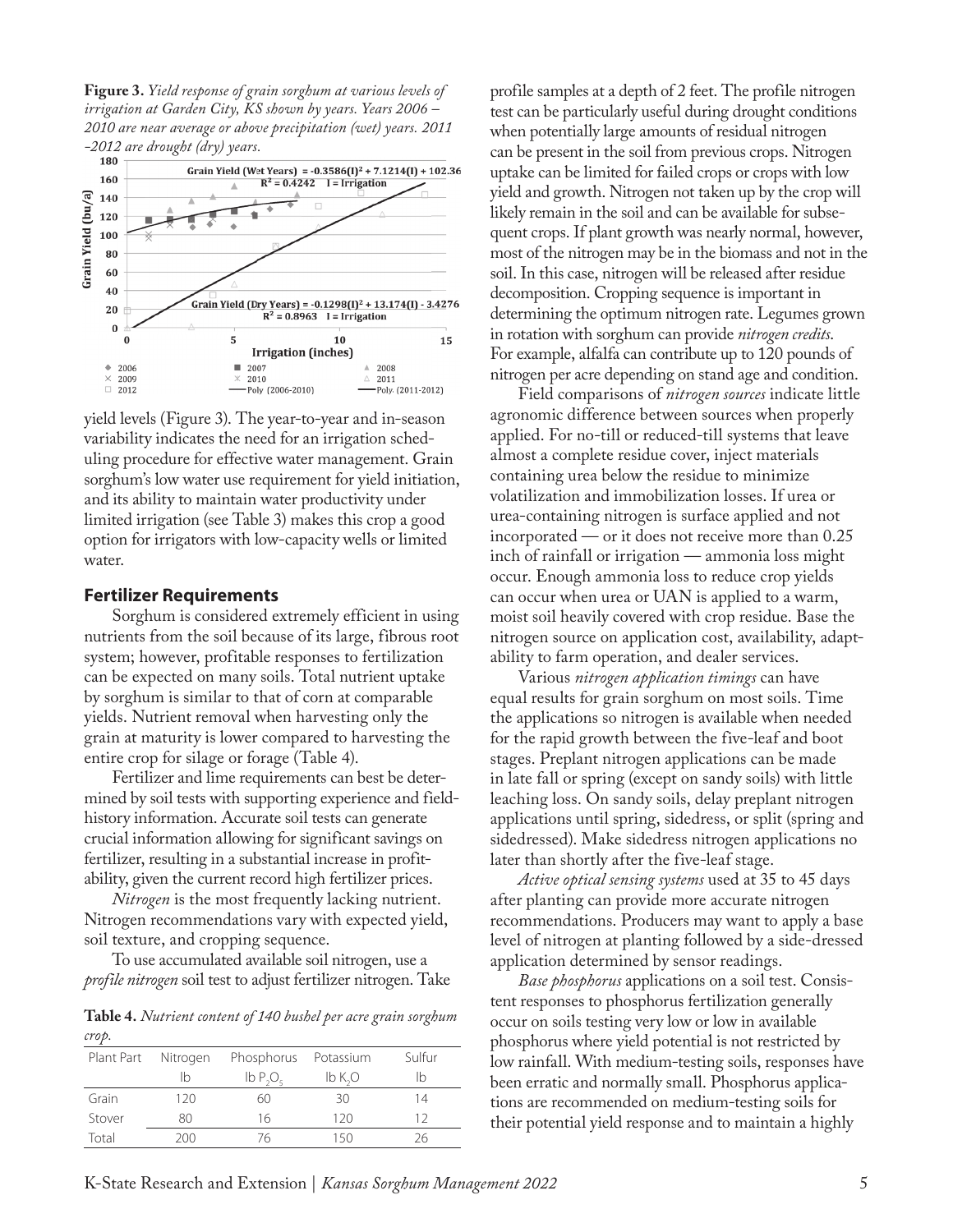**Figure 3.** *Yield response of grain sorghum at various levels of irrigation at Garden City, KS shown by years. Years 2006 – 2010 are near average or above precipitation (wet) years. 2011 –2012 are drought (dry) years.*

yield levels (Figure 3). The year-to-year and in-season variability indicates the need for an irrigation scheduling procedure for effective water management. Grain sorghum's low water use requirement for yield initiation, and its ability to maintain water productivity under limited irrigation (see Table 3) makes this crop a good option for irrigators with low-capacity wells or limited water.

## Fertilizer Requirements

Sorghum is considered extremely efficient in using nutrients from the soil because of its large, fibrous root system; however, profitable responses to fertilization can be expected on many soils. Total nutrient uptake by sorghum is similar to that of corn at comparable yields. Nutrient removal when harvesting only the grain at maturity is lower compared to harvesting the entire crop for silage or forage (Table 4).

Fertilizer and lime requirements can best be determined by soil tests with supporting experience and field-history information. Accurate soil tests can generate crucial information allowing for significant savings on fertilizer, resulting in a substantial increase in profitability, given the current record high fertilizer prices.

*Nitrogen* is the most frequently lacking nutrient. Nitrogen recommendations vary with expected yield, soil texture, and cropping sequence.

To use accumulated available soil nitrogen, use a *profile nitrogen* soil test to adjust fertilizer nitrogen. Take profile samples at a depth of 2 feet. The profile nitrogen test can be particularly useful during drought conditions when potentially large amounts of residual nitrogen can be present in the soil from previous crops. Nitrogen uptake can be limited for failed crops or crops with low yield and growth. Nitrogen not taken up by the crop will likely remain in the soil and can be available for subsequent crops. If plant growth was nearly normal, however, most of the nitrogen may be in the biomass and not in the soil. In this case, nitrogen will be released after residue decomposition. Cropping sequence is important in determining the optimum nitrogen rate. Legumes grown in rotation with sorghum can provide *nitrogen credits*. For example, alfalfa can contribute up to 120 pounds of nitrogen per acre depending on stand age and condition.

**Table 4.** *Nutrient content of 140 bushel per acre grain sorghum crop.*

| Plant Part | Nitrogen lb | Phosphorus lb $P_2O_5$ | Potassium lb $K_2O$ | Sulfur lb |
|---|---|---|---|---|
| Grain | 120 | 60 | 30 | 14 |
| Stover | 80 | 16 | 120 | 12 |
| Total | 200 | 76 | 150 | 26 |

Field comparisons of *nitrogen sources* indicate little agronomic difference between sources when properly applied. For no-till or reduced-till systems that leave almost a complete residue cover, inject materials containing urea below the residue to minimize volatilization and immobilization losses. If urea or urea-containing nitrogen is surface applied and not incorporated — or it does not receive more than 0.25 inch of rainfall or irrigation — ammonia loss might occur. Enough ammonia loss to reduce crop yields can occur when urea or UAN is applied to a warm, moist soil heavily covered with crop residue. Base the nitrogen source on application cost, availability, adaptability to farm operation, and dealer services.

Various *nitrogen application timings* can have equal results for grain sorghum on most soils. Time the applications so nitrogen is available when needed for the rapid growth between the five-leaf and boot stages. Preplant nitrogen applications can be made in late fall or spring (except on sandy soils) with little leaching loss. On sandy soils, delay preplant nitrogen applications until spring, sidedress, or split (spring and sidedressed). Make sidedress nitrogen applications no later than shortly after the five-leaf stage.

*Active optical sensing systems* used at 35 to 45 days after planting can provide more accurate nitrogen recommendations. Producers may want to apply a base level of nitrogen at planting followed by a side-dressed application determined by sensor readings.

*Base phosphorus* applications on a soil test. Consistent responses to phosphorus fertilization generally occur on soils testing very low or low in available phosphorus where yield potential is not restricted by low rainfall. With medium-testing soils, responses have been erratic and normally small. Phosphorus applications are recommended on medium-testing soils for their potential yield response and to maintain a highly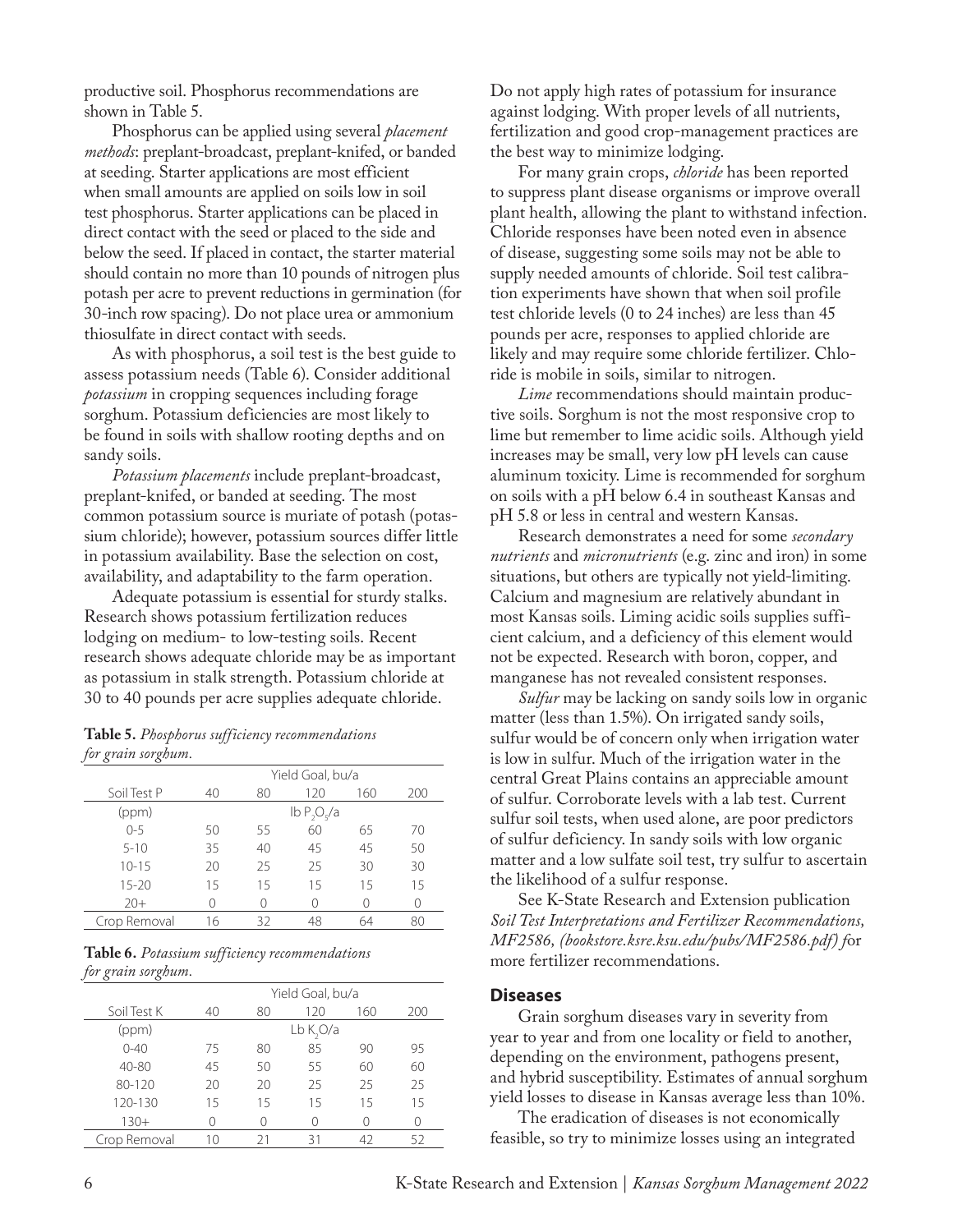productive soil. Phosphorus recommendations are shown in Table 5.

Phosphorus can be applied using several *placement methods*: preplant-broadcast, preplant-knifed, or banded at seeding. Starter applications are most efficient when small amounts are applied on soils low in soil test phosphorus. Starter applications can be placed in direct contact with the seed or placed to the side and below the seed. If placed in contact, the starter material should contain no more than 10 pounds of nitrogen plus potash per acre to prevent reductions in germination (for 30-inch row spacing). Do not place urea or ammonium thiosulfate in direct contact with seeds.

As with phosphorus, a soil test is the best guide to assess potassium needs (Table 6). Consider additional *potassium* in cropping sequences including forage sorghum. Potassium deficiencies are most likely to be found in soils with shallow rooting depths and on sandy soils.

*Potassium placements* include preplant-broadcast, preplant-knifed, or banded at seeding. The most common potassium source is muriate of potash (potassium chloride); however, potassium sources differ little in potassium availability. Base the selection on cost, availability, and adaptability to the farm operation.

Adequate potassium is essential for sturdy stalks. Research shows potassium fertilization reduces lodging on medium- to low-testing soils. Recent research shows adequate chloride may be as important as potassium in stalk strength. Potassium chloride at 30 to 40 pounds per acre supplies adequate chloride.

**Table 5.** *Phosphorus sufficiency recommendations for grain sorghum.*

| | Yield Goal, bu/a | | | | |
|---|---|---|---|---|---|
| Soil Test P | 40 | 80 | 120 | 160 | 200 |
| (ppm) | lb $P_2O_5$/a | | | | |
| 0-5 | 50 | 55 | 60 | 65 | 70 |
| 5-10 | 35 | 40 | 45 | 45 | 50 |
| 10-15 | 20 | 25 | 25 | 30 | 30 |
| 15-20 | 15 | 15 | 15 | 15 | 15 |
| 20+ | 0 | 0 | 0 | 0 | 0 |
| Crop Removal | 16 | 32 | 48 | 64 | 80 |

**Table 6.** *Potassium sufficiency recommendations for grain sorghum.*

| | Yield Goal, bu/a | | | | |
|---|---|---|---|---|---|
| Soil Test K | 40 | 80 | 120 | 160 | 200 |
| (ppm) | Lb $K_2O$/a | | | | |
| 0-40 | 75 | 80 | 85 | 90 | 95 |
| 40-80 | 45 | 50 | 55 | 60 | 60 |
| 80-120 | 20 | 20 | 25 | 25 | 25 |
| 120-130 | 15 | 15 | 15 | 15 | 15 |
| 130+ | 0 | 0 | 0 | 0 | 0 |
| Crop Removal | 10 | 21 | 31 | 42 | 52 |

Do not apply high rates of potassium for insurance against lodging. With proper levels of all nutrients, fertilization and good crop-management practices are the best way to minimize lodging.

For many grain crops, *chloride* has been reported to suppress plant disease organisms or improve overall plant health, allowing the plant to withstand infection. Chloride responses have been noted even in absence of disease, suggesting some soils may not be able to supply needed amounts of chloride. Soil test calibration experiments have shown that when soil profile test chloride levels (0 to 24 inches) are less than 45 pounds per acre, responses to applied chloride are likely and may require some chloride fertilizer. Chloride is mobile in soils, similar to nitrogen.

*Lime* recommendations should maintain productive soils. Sorghum is not the most responsive crop to lime but remember to lime acidic soils. Although yield increases may be small, very low pH levels can cause aluminum toxicity. Lime is recommended for sorghum on soils with a pH below 6.4 in southeast Kansas and pH 5.8 or less in central and western Kansas.

Research demonstrates a need for some *secondary nutrients* and *micronutrients* (e.g. zinc and iron) in some situations, but others are typically not yield-limiting. Calcium and magnesium are relatively abundant in most Kansas soils. Liming acidic soils supplies sufficient calcium, and a deficiency of this element would not be expected. Research with boron, copper, and manganese has not revealed consistent responses.

*Sulfur* may be lacking on sandy soils low in organic matter (less than 1.5%). On irrigated sandy soils, sulfur would be of concern only when irrigation water is low in sulfur. Much of the irrigation water in the central Great Plains contains an appreciable amount of sulfur. Corroborate levels with a lab test. Current sulfur soil tests, when used alone, are poor predictors of sulfur deficiency. In sandy soils with low organic matter and a low sulfate soil test, try sulfur to ascertain the likelihood of a sulfur response.

See K-State Research and Extension publication *Soil Test Interpretations and Fertilizer Recommendations, MF2586, (bookstore.ksre.ksu.edu/pubs/MF2586.pdf)* for more fertilizer recommendations.

## Diseases

Grain sorghum diseases vary in severity from year to year and from one locality or field to another, depending on the environment, pathogens present, and hybrid susceptibility. Estimates of annual sorghum yield losses to disease in Kansas average less than 10%.

The eradication of diseases is not economically feasible, so try to minimize losses using an integrated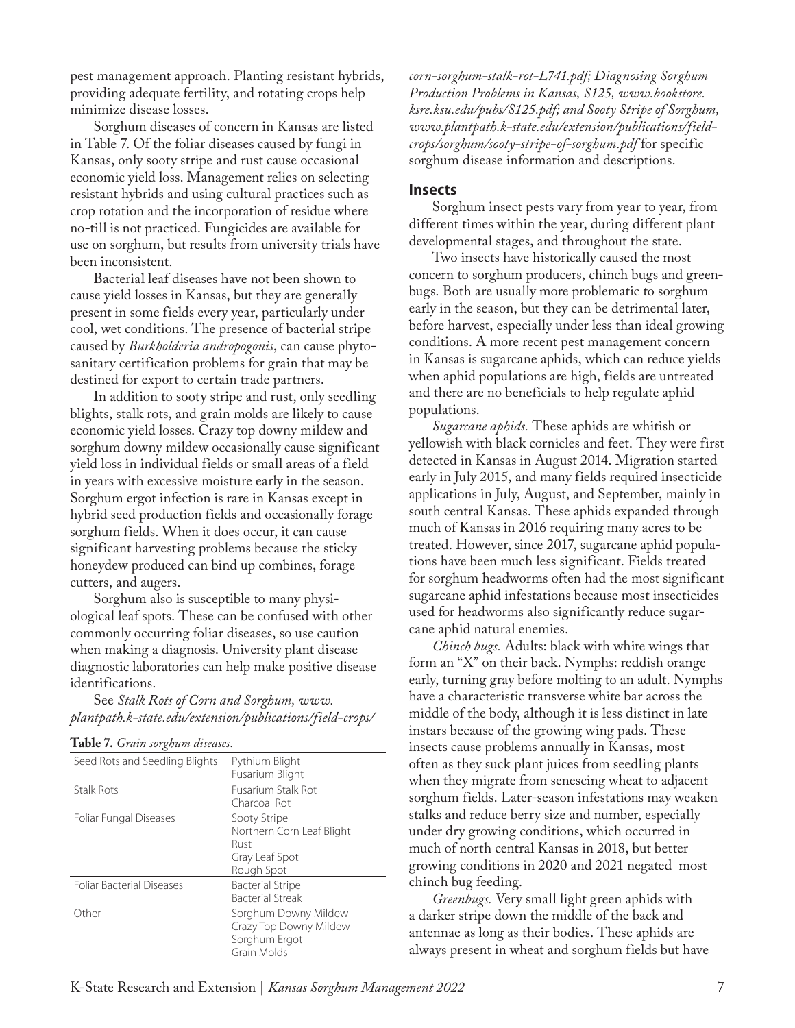pest management approach. Planting resistant hybrids, providing adequate fertility, and rotating crops help minimize disease losses.

Sorghum diseases of concern in Kansas are listed in Table 7. Of the foliar diseases caused by fungi in Kansas, only sooty stripe and rust cause occasional economic yield loss. Management relies on selecting resistant hybrids and using cultural practices such as crop rotation and the incorporation of residue where no-till is not practiced. Fungicides are available for use on sorghum, but results from university trials have been inconsistent.

Bacterial leaf diseases have not been shown to cause yield losses in Kansas, but they are generally present in some fields every year, particularly under cool, wet conditions. The presence of bacterial stripe caused by *Burkholderia andropogonis*, can cause phytosanitary certification problems for grain that may be destined for export to certain trade partners.

In addition to sooty stripe and rust, only seedling blights, stalk rots, and grain molds are likely to cause economic yield losses. Crazy top downy mildew and sorghum downy mildew occasionally cause significant yield loss in individual fields or small areas of a field in years with excessive moisture early in the season. Sorghum ergot infection is rare in Kansas except in hybrid seed production fields and occasionally forage sorghum fields. When it does occur, it can cause significant harvesting problems because the sticky honeydew produced can bind up combines, forage cutters, and augers.

Sorghum also is susceptible to many physiological leaf spots. These can be confused with other commonly occurring foliar diseases, so use caution when making a diagnosis. University plant disease diagnostic laboratories can help make positive disease identifications.

See *Stalk Rots of Corn and Sorghum, www.plantpath.k-state.edu/extension/publications/field-crops/corn-sorghum-stalk-rot-L741.pdf; Diagnosing Sorghum Production Problems in Kansas, S125, www.bookstore.ksre.ksu.edu/pubs/S125.pdf; and Sooty Stripe of Sorghum, www.plantpath.k-state.edu/extension/publications/field-crops/sorghum/sooty-stripe-of-sorghum.pdf* for specific sorghum disease information and descriptions.

**Table 7.** *Grain sorghum diseases.*

| | |
|---|---|
| Seed Rots and Seedling Blights | Pythium Blight<br>Fusarium Blight |
| Stalk Rots | Fusarium Stalk Rot<br>Charcoal Rot |
| Foliar Fungal Diseases | Sooty Stripe<br>Northern Corn Leaf Blight<br>Rust<br>Gray Leaf Spot<br>Rough Spot |
| Foliar Bacterial Diseases | Bacterial Stripe<br>Bacterial Streak |
| Other | Sorghum Downy Mildew<br>Crazy Top Downy Mildew<br>Sorghum Ergot<br>Grain Molds |

## Insects

Sorghum insect pests vary from year to year, from different times within the year, during different plant developmental stages, and throughout the state.

Two insects have historically caused the most concern to sorghum producers, chinch bugs and greenbugs. Both are usually more problematic to sorghum early in the season, but they can be detrimental later, before harvest, especially under less than ideal growing conditions. A more recent pest management concern in Kansas is sugarcane aphids, which can reduce yields when aphid populations are high, fields are untreated and there are no beneficials to help regulate aphid populations.

*Sugarcane aphids.* These aphids are whitish or yellowish with black cornicles and feet. They were first detected in Kansas in August 2014. Migration started early in July 2015, and many fields required insecticide applications in July, August, and September, mainly in south central Kansas. These aphids expanded through much of Kansas in 2016 requiring many acres to be treated. However, since 2017, sugarcane aphid populations have been much less significant. Fields treated for sorghum headworms often had the most significant sugarcane aphid infestations because most insecticides used for headworms also significantly reduce sugarcane aphid natural enemies.

*Chinch bugs.* Adults: black with white wings that form an "X" on their back. Nymphs: reddish orange early, turning gray before molting to an adult. Nymphs have a characteristic transverse white bar across the middle of the body, although it is less distinct in late instars because of the growing wing pads. These insects cause problems annually in Kansas, most often as they suck plant juices from seedling plants when they migrate from senescing wheat to adjacent sorghum fields. Later-season infestations may weaken stalks and reduce berry size and number, especially under dry growing conditions, which occurred in much of north central Kansas in 2018, but better growing conditions in 2020 and 2021 negated most chinch bug feeding.

*Greenbugs.* Very small light green aphids with a darker stripe down the middle of the back and antennae as long as their bodies. These aphids are always present in wheat and sorghum fields but have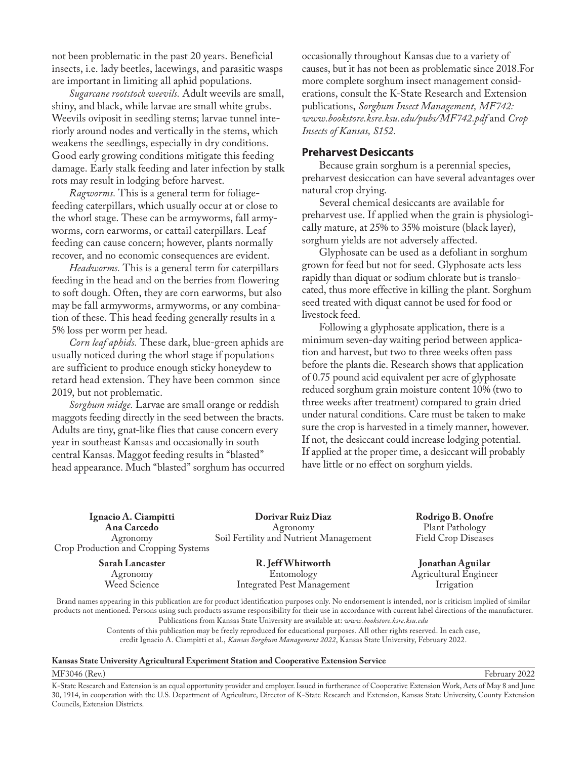not been problematic in the past 20 years. Beneficial insects, i.e. lady beetles, lacewings, and parasitic wasps are important in limiting all aphid populations.

*Sugarcane rootstock weevils.* Adult weevils are small, shiny, and black, while larvae are small white grubs. Weevils oviposit in seedling stems; larvae tunnel interiorly around nodes and vertically in the stems, which weakens the seedlings, especially in dry conditions. Good early growing conditions mitigate this feeding damage. Early stalk feeding and later infection by stalk rots may result in lodging before harvest.

*Ragworms.* This is a general term for foliage-feeding caterpillars, which usually occur at or close to the whorl stage. These can be armyworms, fall armyworms, corn earworms, or cattail caterpillars. Leaf feeding can cause concern; however, plants normally recover, and no economic consequences are evident.

*Headworms.* This is a general term for caterpillars feeding in the head and on the berries from flowering to soft dough. Often, they are corn earworms, but also may be fall armyworms, armyworms, or any combination of these. This head feeding generally results in a 5% loss per worm per head.

*Corn leaf aphids.* These dark, blue-green aphids are usually noticed during the whorl stage if populations are sufficient to produce enough sticky honeydew to retard head extension. They have been common since 2019, but not problematic.

*Sorghum midge.* Larvae are small orange or reddish maggots feeding directly in the seed between the bracts. Adults are tiny, gnat-like flies that cause concern every year in southeast Kansas and occasionally in south central Kansas. Maggot feeding results in "blasted" head appearance. Much "blasted" sorghum has occurred occasionally throughout Kansas due to a variety of causes, but it has not been as problematic since 2018.For more complete sorghum insect management considerations, consult the K-State Research and Extension publications, *Sorghum Insect Management, MF742: www.bookstore.ksre.ksu.edu/pubs/MF742.pdf* and *Crop Insects of Kansas, S152.*

## Preharvest Desiccants

Because grain sorghum is a perennial species, preharvest desiccation can have several advantages over natural crop drying.

Several chemical desiccants are available for preharvest use. If applied when the grain is physiologically mature, at 25% to 35% moisture (black layer), sorghum yields are not adversely affected.

Glyphosate can be used as a defoliant in sorghum grown for feed but not for seed. Glyphosate acts less rapidly than diquat or sodium chlorate but is translocated, thus more effective in killing the plant. Sorghum seed treated with diquat cannot be used for food or livestock feed.

Following a glyphosate application, there is a minimum seven-day waiting period between application and harvest, but two to three weeks often pass before the plants die. Research shows that application of 0.75 pound acid equivalent per acre of glyphosate reduced sorghum grain moisture content 10% (two to three weeks after treatment) compared to grain dried under natural conditions. Care must be taken to make sure the crop is harvested in a timely manner, however. If not, the desiccant could increase lodging potential. If applied at the proper time, a desiccant will probably have little or no effect on sorghum yields.

**Ignacio A. Ciampitti**
**Ana Carcedo**
Agronomy
Crop Production and Cropping Systems

**Dorivar Ruiz Diaz**
Agronomy
Soil Fertility and Nutrient Management

**Rodrigo B. Onofre**
Plant Pathology
Field Crop Diseases

**Sarah Lancaster**
Agronomy
Weed Science

**R. Jeff Whitworth**
Entomology
Integrated Pest Management

**Jonathan Aguilar**
Agricultural Engineer
Irrigation

Brand names appearing in this publication are for product identification purposes only. No endorsement is intended, nor is criticism implied of similar products not mentioned. Persons using such products assume responsibility for their use in accordance with current label directions of the manufacturer.
Publications from Kansas State University are available at: *www.bookstore.ksre.ksu.edu*

Contents of this publication may be freely reproduced for educational purposes. All other rights reserved. In each case, credit Ignacio A. Ciampitti et al., *Kansas Sorghum Management 2022*, Kansas State University, February 2022.

**Kansas State University Agricultural Experiment Station and Cooperative Extension Service**

MF3046 (Rev.) February 2022

K-State Research and Extension is an equal opportunity provider and employer. Issued in furtherance of Cooperative Extension Work, Acts of May 8 and June 30, 1914, in cooperation with the U.S. Department of Agriculture, Director of K-State Research and Extension, Kansas State University, County Extension Councils, Extension Districts.